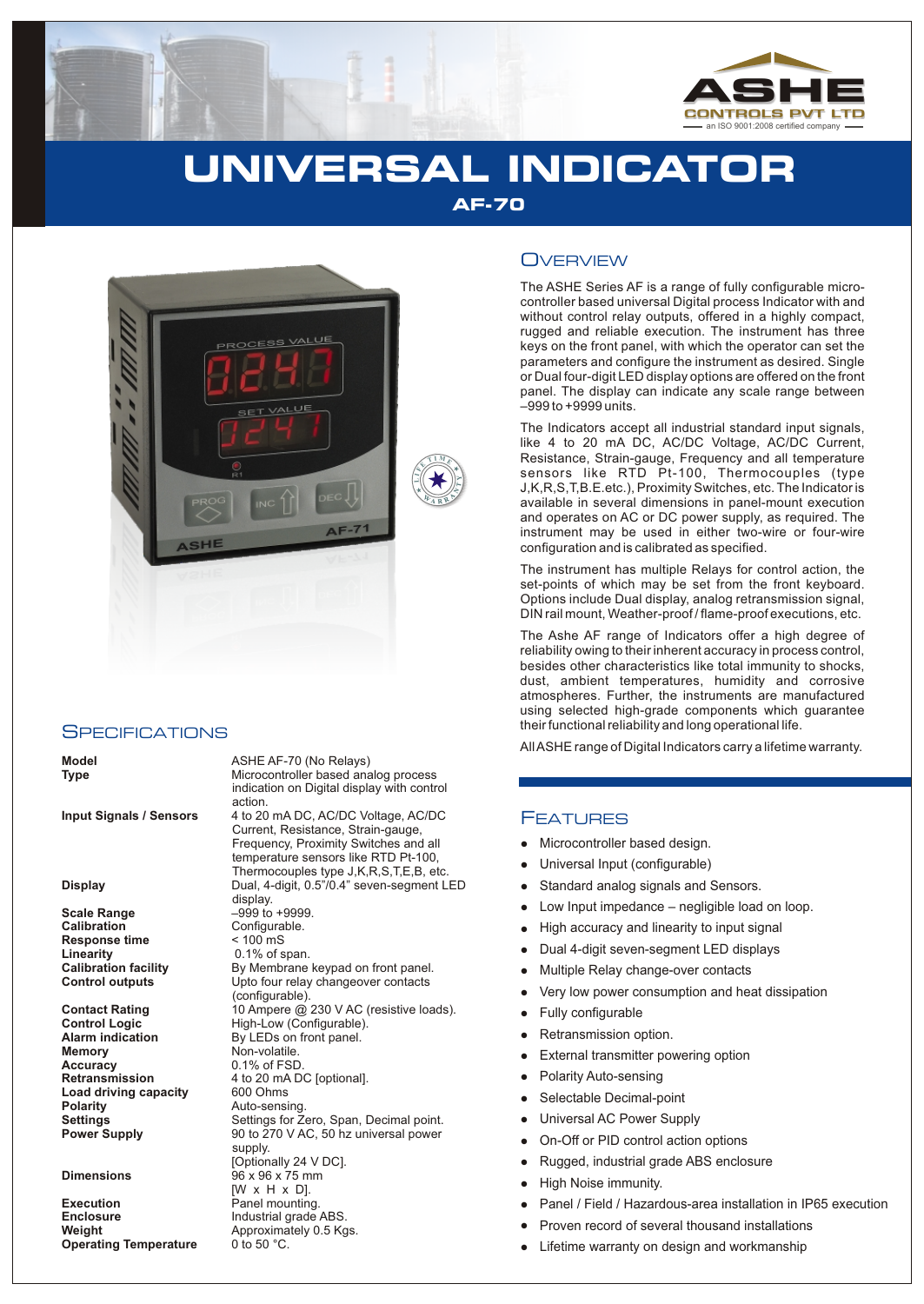ASHE CONTROLS PVT LTD
an ISO 9001:2008 certified company

# UNIVERSAL INDICATOR

## AF-70

## Overview

The ASHE Series AF is a range of fully configurable micro-controller based universal Digital process Indicator with and without control relay outputs, offered in a highly compact, rugged and reliable execution. The instrument has three keys on the front panel, with which the operator can set the parameters and configure the instrument as desired. Single or Dual four-digit LED display options are offered on the front panel. The display can indicate any scale range between –999 to +9999 units.

The Indicators accept all industrial standard input signals, like 4 to 20 mA DC, AC/DC Voltage, AC/DC Current, Resistance, Strain-gauge, Frequency and all temperature sensors like RTD Pt-100, Thermocouples (type J,K,R,S,T,B.E.etc.), Proximity Switches, etc. The Indicator is available in several dimensions in panel-mount execution and operates on AC or DC power supply, as required. The instrument may be used in either two-wire or four-wire configuration and is calibrated as specified.

The instrument has multiple Relays for control action, the set-points of which may be set from the front keyboard. Options include Dual display, analog retransmission signal, DIN rail mount, Weather-proof / flame-proof executions, etc.

The Ashe AF range of Indicators offer a high degree of reliability owing to their inherent accuracy in process control, besides other characteristics like total immunity to shocks, dust, ambient temperatures, humidity and corrosive atmospheres. Further, the instruments are manufactured using selected high-grade components which guarantee their functional reliability and long operational life.

All ASHE range of Digital Indicators carry a lifetime warranty.

## Specifications

| | |
|---|---|
| **Model** | ASHE AF-70 (No Relays) |
| **Type** | Microcontroller based analog process indication on Digital display with control action. |
| **Input Signals / Sensors** | 4 to 20 mA DC, AC/DC Voltage, AC/DC Current, Resistance, Strain-gauge, Frequency, Proximity Switches and all temperature sensors like RTD Pt-100, Thermocouples type J,K,R,S,T,E,B, etc. |
| **Display** | Dual, 4-digit, 0.5"/0.4" seven-segment LED display. |
| **Scale Range** | –999 to +9999. |
| **Calibration** | Configurable. |
| **Response time** | < 100 mS |
| **Linearity** | 0.1% of span. |
| **Calibration facility** | By Membrane keypad on front panel. |
| **Control outputs** | Upto four relay changeover contacts (configurable). |
| **Contact Rating** | 10 Ampere @ 230 V AC (resistive loads). |
| **Control Logic** | High-Low (Configurable). |
| **Alarm indication** | By LEDs on front panel. |
| **Memory** | Non-volatile. |
| **Accuracy** | 0.1% of FSD. |
| **Retransmission** | 4 to 20 mA DC [optional]. |
| **Load driving capacity** | 600 Ohms |
| **Polarity** | Auto-sensing. |
| **Settings** | Settings for Zero, Span, Decimal point. |
| **Power Supply** | 90 to 270 V AC, 50 hz universal power supply. [Optionally 24 V DC]. |
| **Dimensions** | 96 x 96 x 75 mm [W x H x D]. |
| **Execution** | Panel mounting. |
| **Enclosure** | Industrial grade ABS. |
| **Weight** | Approximately 0.5 Kgs. |
| **Operating Temperature** | 0 to 50 °C. |

## Features

- Microcontroller based design.
- Universal Input (configurable)
- Standard analog signals and Sensors.
- Low Input impedance – negligible load on loop.
- High accuracy and linearity to input signal
- Dual 4-digit seven-segment LED displays
- Multiple Relay change-over contacts
- Very low power consumption and heat dissipation
- Fully configurable
- Retransmission option.
- External transmitter powering option
- Polarity Auto-sensing
- Selectable Decimal-point
- Universal AC Power Supply
- On-Off or PID control action options
- Rugged, industrial grade ABS enclosure
- High Noise immunity.
- Panel / Field / Hazardous-area installation in IP65 execution
- Proven record of several thousand installations
- Lifetime warranty on design and workmanship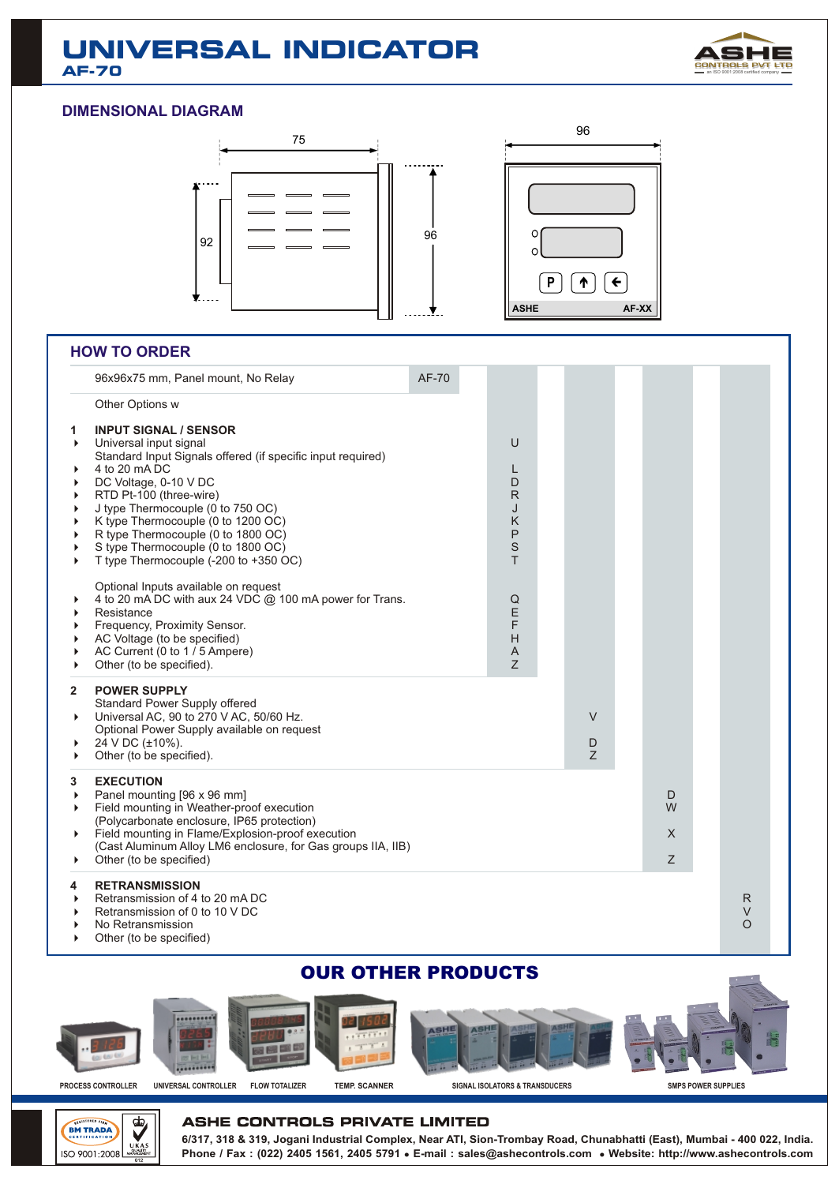# UNIVERSAL INDICATOR
## AF-70

ASHE CONTROLS PVT LTD
an ISO 9001:2008 certified company

## DIMENSIONAL DIAGRAM

75
92
96
96
P
ASHE
AF-XX

## HOW TO ORDER

| | | | | | | |
|---|---|---|---|---|---|---|
| 96x96x75 mm, Panel mount, No Relay | AF-70 | | | | | |
| Other Options w | | | | | | |
| **1 INPUT SIGNAL / SENSOR** | | | | | | |
| Universal input signal | | U | | | | |
| Standard Input Signals offered (if specific input required) | | | | | | |
| 4 to 20 mA DC | | L | | | | |
| DC Voltage, 0-10 V DC | | D | | | | |
| RTD Pt-100 (three-wire) | | R | | | | |
| J type Thermocouple (0 to 750 OC) | | J | | | | |
| K type Thermocouple (0 to 1200 OC) | | K | | | | |
| R type Thermocouple (0 to 1800 OC) | | P | | | | |
| S type Thermocouple (0 to 1800 OC) | | S | | | | |
| T type Thermocouple (-200 to +350 OC) | | T | | | | |
| Optional Inputs available on request | | | | | | |
| 4 to 20 mA DC with aux 24 VDC @ 100 mA power for Trans. | | Q | | | | |
| Resistance | | E | | | | |
| Frequency, Proximity Sensor. | | F | | | | |
| AC Voltage (to be specified) | | H | | | | |
| AC Current (0 to 1 / 5 Ampere) | | A | | | | |
| Other (to be specified). | | Z | | | | |
| **2 POWER SUPPLY** | | | | | | |
| Standard Power Supply offered | | | | | | |
| Universal AC, 90 to 270 V AC, 50/60 Hz. | | | V | | | |
| Optional Power Supply available on request | | | | | | |
| 24 V DC (±10%). | | | D | | | |
| Other (to be specified). | | | Z | | | |
| **3 EXECUTION** | | | | | | |
| Panel mounting [96 x 96 mm] | | | | D | | |
| Field mounting in Weather-proof execution (Polycarbonate enclosure, IP65 protection) | | | | W | | |
| Field mounting in Flame/Explosion-proof execution (Cast Aluminum Alloy LM6 enclosure, for Gas groups IIA, IIB) | | | | X | | |
| Other (to be specified) | | | | Z | | |
| **4 RETRANSMISSION** | | | | | | |
| Retransmission of 4 to 20 mA DC | | | | | R | |
| Retransmission of 0 to 10 V DC | | | | | V | |
| No Retransmission | | | | | O | |
| Other (to be specified) | | | | | | |

## OUR OTHER PRODUCTS

PROCESS CONTROLLER
UNIVERSAL CONTROLLER
FLOW TOTALIZER
TEMP. SCANNER
SIGNAL ISOLATORS & TRANSDUCERS
SMPS POWER SUPPLIES

BM TRADA CERTIFICATION
ISO 9001:2008
UKAS QUALITY MANAGEMENT 012

**ASHE CONTROLS PRIVATE LIMITED**

**6/317, 318 & 319, Jogani Industrial Complex, Near ATI, Sion-Trombay Road, Chunabhatti (East), Mumbai - 400 022, India.**
**Phone / Fax : (022) 2405 1561, 2405 5791 • E-mail : sales@ashecontrols.com • Website: http://www.ashecontrols.com**